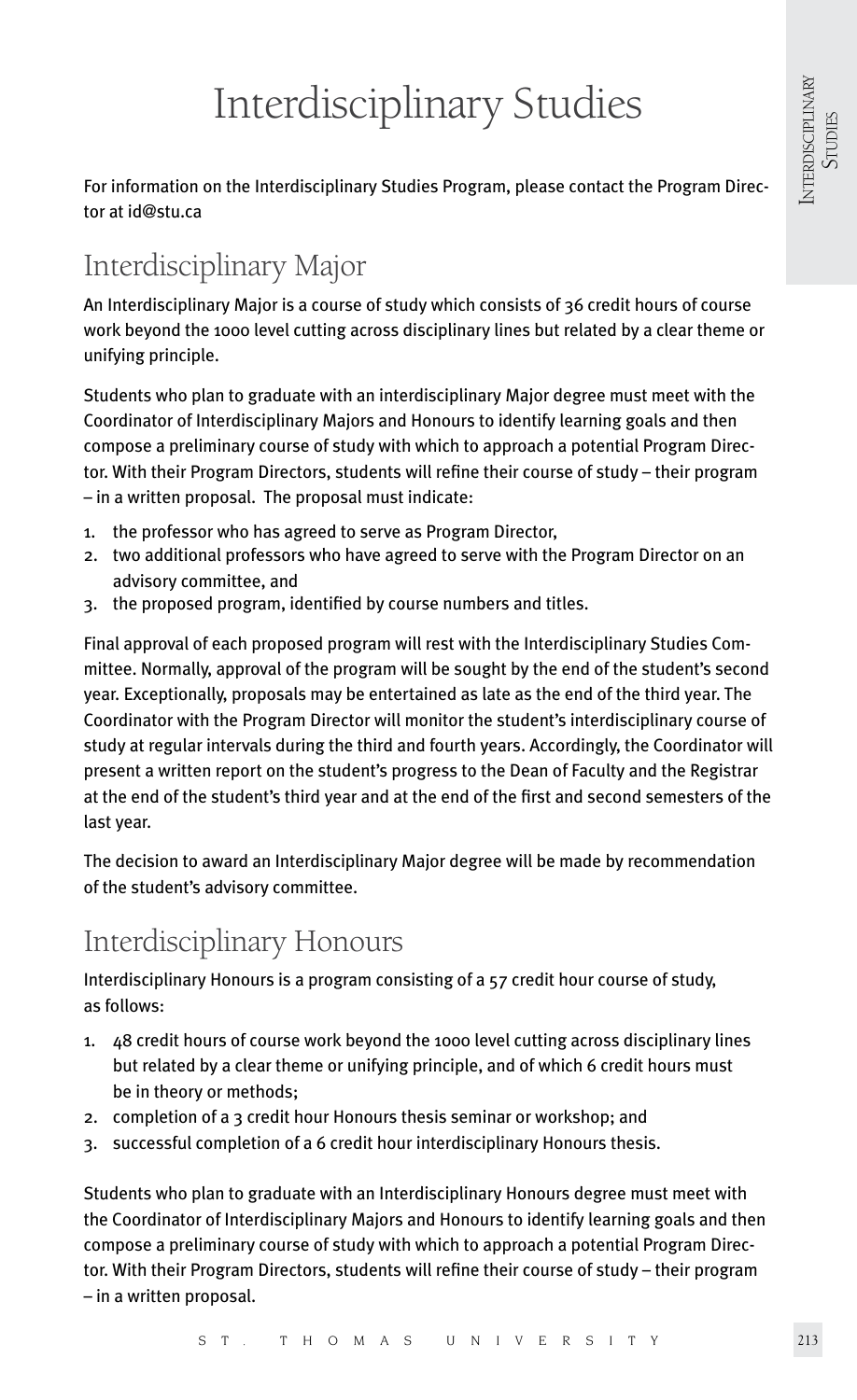# Interdisciplinary Studies

For information on the Interdisciplinary Studies Program, please contact the Program Director at id@stu.ca

## Interdisciplinary Major

An Interdisciplinary Major is a course of study which consists of 36 credit hours of course work beyond the 1000 level cutting across disciplinary lines but related by a clear theme or unifying principle.

Students who plan to graduate with an interdisciplinary Major degree must meet with the Coordinator of Interdisciplinary Majors and Honours to identify learning goals and then compose a preliminary course of study with which to approach a potential Program Director. With their Program Directors, students will refine their course of study – their program – in a written proposal. The proposal must indicate:

1. the professor who has agreed to serve as Program Director,
2. two additional professors who have agreed to serve with the Program Director on an advisory committee, and
3. the proposed program, identified by course numbers and titles.

Final approval of each proposed program will rest with the Interdisciplinary Studies Committee. Normally, approval of the program will be sought by the end of the student's second year. Exceptionally, proposals may be entertained as late as the end of the third year. The Coordinator with the Program Director will monitor the student's interdisciplinary course of study at regular intervals during the third and fourth years. Accordingly, the Coordinator will present a written report on the student's progress to the Dean of Faculty and the Registrar at the end of the student's third year and at the end of the first and second semesters of the last year.

The decision to award an Interdisciplinary Major degree will be made by recommendation of the student's advisory committee.

## Interdisciplinary Honours

Interdisciplinary Honours is a program consisting of a 57 credit hour course of study, as follows:

1. 48 credit hours of course work beyond the 1000 level cutting across disciplinary lines but related by a clear theme or unifying principle, and of which 6 credit hours must be in theory or methods;
2. completion of a 3 credit hour Honours thesis seminar or workshop; and
3. successful completion of a 6 credit hour interdisciplinary Honours thesis.

Students who plan to graduate with an Interdisciplinary Honours degree must meet with the Coordinator of Interdisciplinary Majors and Honours to identify learning goals and then compose a preliminary course of study with which to approach a potential Program Director. With their Program Directors, students will refine their course of study – their program – in a written proposal.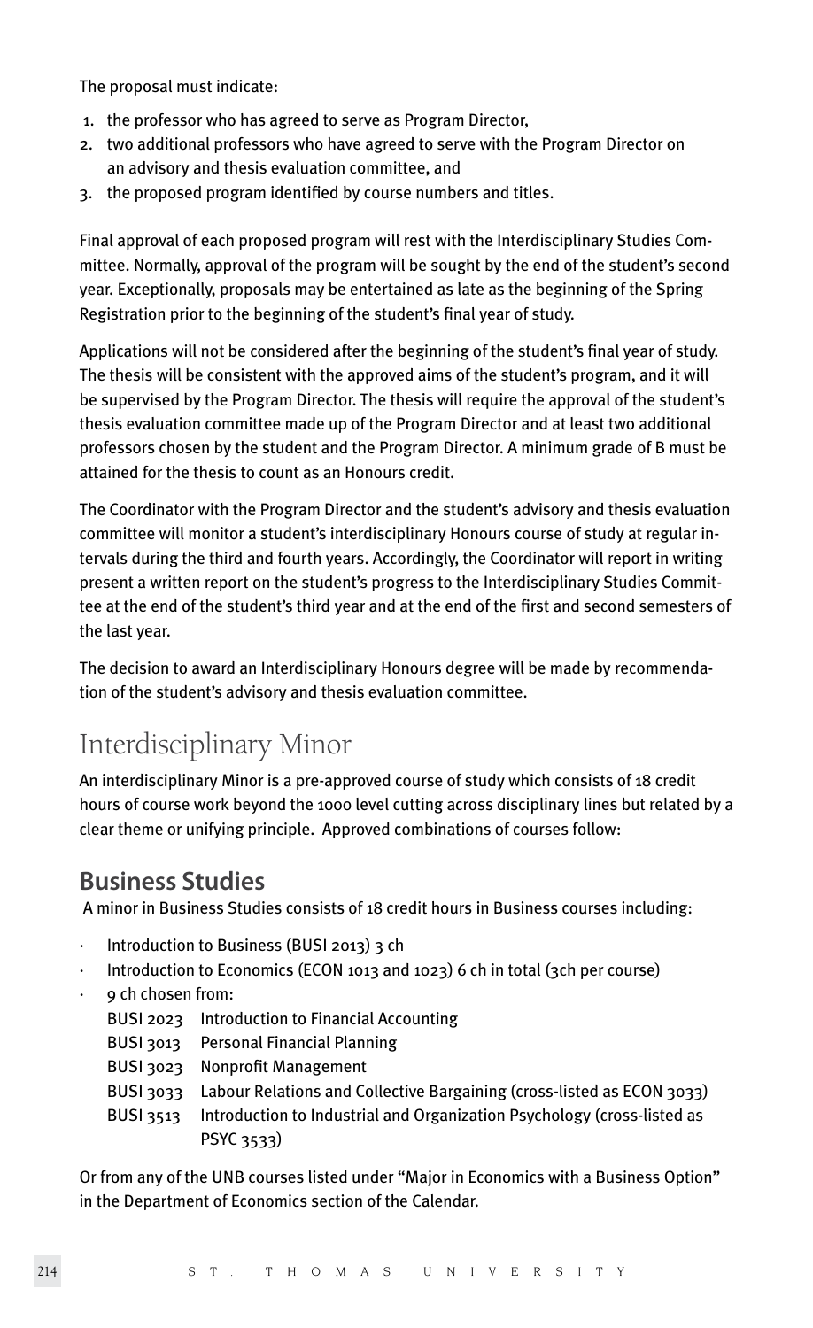The proposal must indicate:

1. the professor who has agreed to serve as Program Director,
2. two additional professors who have agreed to serve with the Program Director on an advisory and thesis evaluation committee, and
3. the proposed program identified by course numbers and titles.

Final approval of each proposed program will rest with the Interdisciplinary Studies Committee. Normally, approval of the program will be sought by the end of the student's second year. Exceptionally, proposals may be entertained as late as the beginning of the Spring Registration prior to the beginning of the student's final year of study.

Applications will not be considered after the beginning of the student's final year of study. The thesis will be consistent with the approved aims of the student's program, and it will be supervised by the Program Director. The thesis will require the approval of the student's thesis evaluation committee made up of the Program Director and at least two additional professors chosen by the student and the Program Director. A minimum grade of B must be attained for the thesis to count as an Honours credit.

The Coordinator with the Program Director and the student's advisory and thesis evaluation committee will monitor a student's interdisciplinary Honours course of study at regular intervals during the third and fourth years. Accordingly, the Coordinator will report in writing present a written report on the student's progress to the Interdisciplinary Studies Committee at the end of the student's third year and at the end of the first and second semesters of the last year.

The decision to award an Interdisciplinary Honours degree will be made by recommendation of the student's advisory and thesis evaluation committee.

# Interdisciplinary Minor

An interdisciplinary Minor is a pre-approved course of study which consists of 18 credit hours of course work beyond the 1000 level cutting across disciplinary lines but related by a clear theme or unifying principle. Approved combinations of courses follow:

## Business Studies

A minor in Business Studies consists of 18 credit hours in Business courses including:

- Introduction to Business (BUSI 2013) 3 ch
- Introduction to Economics (ECON 1013 and 1023) 6 ch in total (3ch per course)
- 9 ch chosen from:
  - BUSI 2023 Introduction to Financial Accounting
  - BUSI 3013 Personal Financial Planning
  - BUSI 3023 Nonprofit Management
  - BUSI 3033 Labour Relations and Collective Bargaining (cross-listed as ECON 3033)
  - BUSI 3513 Introduction to Industrial and Organization Psychology (cross-listed as PSYC 3533)

Or from any of the UNB courses listed under "Major in Economics with a Business Option" in the Department of Economics section of the Calendar.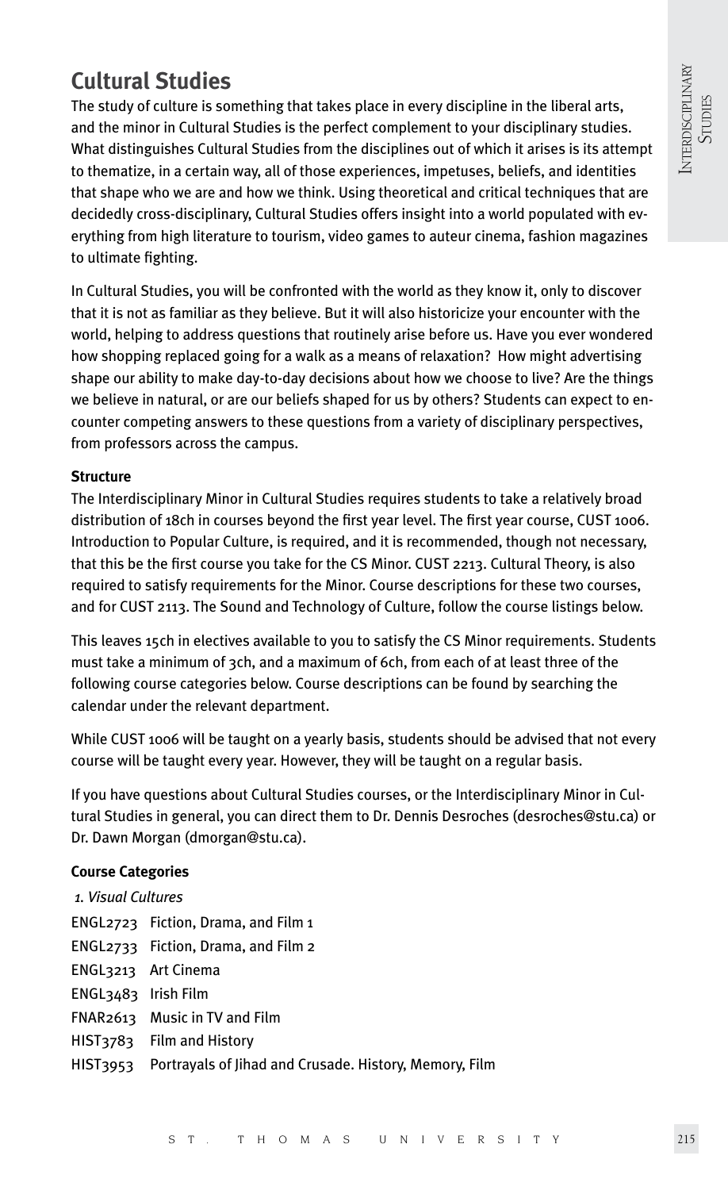## Cultural Studies

The study of culture is something that takes place in every discipline in the liberal arts, and the minor in Cultural Studies is the perfect complement to your disciplinary studies. What distinguishes Cultural Studies from the disciplines out of which it arises is its attempt to thematize, in a certain way, all of those experiences, impetuses, beliefs, and identities that shape who we are and how we think. Using theoretical and critical techniques that are decidedly cross-disciplinary, Cultural Studies offers insight into a world populated with everything from high literature to tourism, video games to auteur cinema, fashion magazines to ultimate fighting.

In Cultural Studies, you will be confronted with the world as they know it, only to discover that it is not as familiar as they believe. But it will also historicize your encounter with the world, helping to address questions that routinely arise before us. Have you ever wondered how shopping replaced going for a walk as a means of relaxation? How might advertising shape our ability to make day-to-day decisions about how we choose to live? Are the things we believe in natural, or are our beliefs shaped for us by others? Students can expect to encounter competing answers to these questions from a variety of disciplinary perspectives, from professors across the campus.

**Structure**

The Interdisciplinary Minor in Cultural Studies requires students to take a relatively broad distribution of 18ch in courses beyond the first year level. The first year course, CUST 1006. Introduction to Popular Culture, is required, and it is recommended, though not necessary, that this be the first course you take for the CS Minor. CUST 2213. Cultural Theory, is also required to satisfy requirements for the Minor. Course descriptions for these two courses, and for CUST 2113. The Sound and Technology of Culture, follow the course listings below.

This leaves 15ch in electives available to you to satisfy the CS Minor requirements. Students must take a minimum of 3ch, and a maximum of 6ch, from each of at least three of the following course categories below. Course descriptions can be found by searching the calendar under the relevant department.

While CUST 1006 will be taught on a yearly basis, students should be advised that not every course will be taught every year. However, they will be taught on a regular basis.

If you have questions about Cultural Studies courses, or the Interdisciplinary Minor in Cultural Studies in general, you can direct them to Dr. Dennis Desroches (desroches@stu.ca) or Dr. Dawn Morgan (dmorgan@stu.ca).

**Course Categories**

*1. Visual Cultures*

ENGL2723 Fiction, Drama, and Film 1
ENGL2733 Fiction, Drama, and Film 2
ENGL3213 Art Cinema
ENGL3483 Irish Film
FNAR2613 Music in TV and Film
HIST3783 Film and History
HIST3953 Portrayals of Jihad and Crusade. History, Memory, Film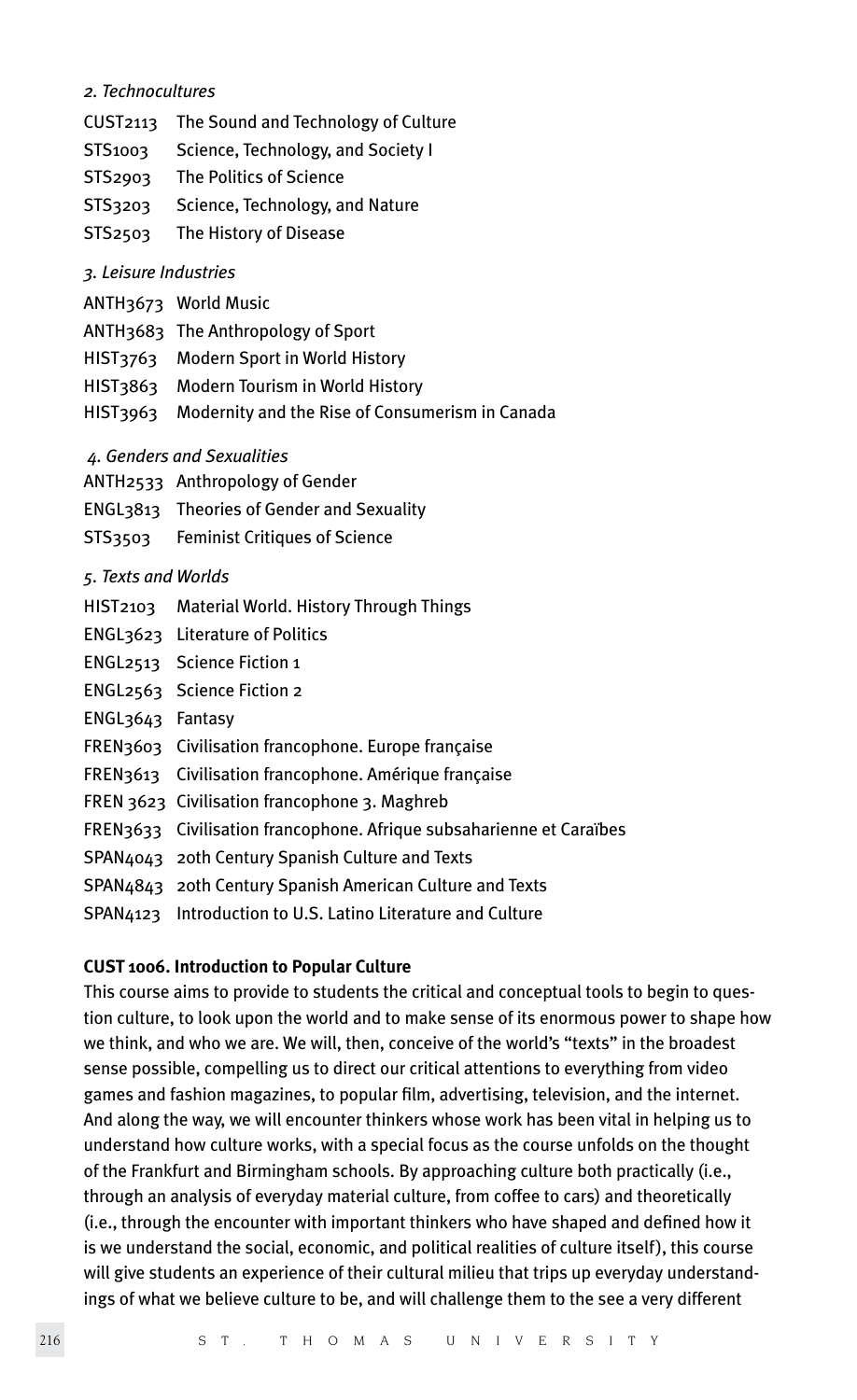*2. Technocultures*

CUST2113 The Sound and Technology of Culture
STS1003 Science, Technology, and Society I
STS2903 The Politics of Science
STS3203 Science, Technology, and Nature
STS2503 The History of Disease

*3. Leisure Industries*

ANTH3673 World Music
ANTH3683 The Anthropology of Sport
HIST3763 Modern Sport in World History
HIST3863 Modern Tourism in World History
HIST3963 Modernity and the Rise of Consumerism in Canada

*4. Genders and Sexualities*

ANTH2533 Anthropology of Gender
ENGL3813 Theories of Gender and Sexuality
STS3503 Feminist Critiques of Science

*5. Texts and Worlds*

HIST2103 Material World. History Through Things
ENGL3623 Literature of Politics
ENGL2513 Science Fiction 1
ENGL2563 Science Fiction 2
ENGL3643 Fantasy
FREN3603 Civilisation francophone. Europe française
FREN3613 Civilisation francophone. Amérique française
FREN 3623 Civilisation francophone 3. Maghreb
FREN3633 Civilisation francophone. Afrique subsaharienne et Caraïbes
SPAN4043 20th Century Spanish Culture and Texts
SPAN4843 20th Century Spanish American Culture and Texts
SPAN4123 Introduction to U.S. Latino Literature and Culture

**CUST 1006. Introduction to Popular Culture**

This course aims to provide to students the critical and conceptual tools to begin to question culture, to look upon the world and to make sense of its enormous power to shape how we think, and who we are. We will, then, conceive of the world's "texts" in the broadest sense possible, compelling us to direct our critical attentions to everything from video games and fashion magazines, to popular film, advertising, television, and the internet. And along the way, we will encounter thinkers whose work has been vital in helping us to understand how culture works, with a special focus as the course unfolds on the thought of the Frankfurt and Birmingham schools. By approaching culture both practically (i.e., through an analysis of everyday material culture, from coffee to cars) and theoretically (i.e., through the encounter with important thinkers who have shaped and defined how it is we understand the social, economic, and political realities of culture itself), this course will give students an experience of their cultural milieu that trips up everyday understandings of what we believe culture to be, and will challenge them to the see a very different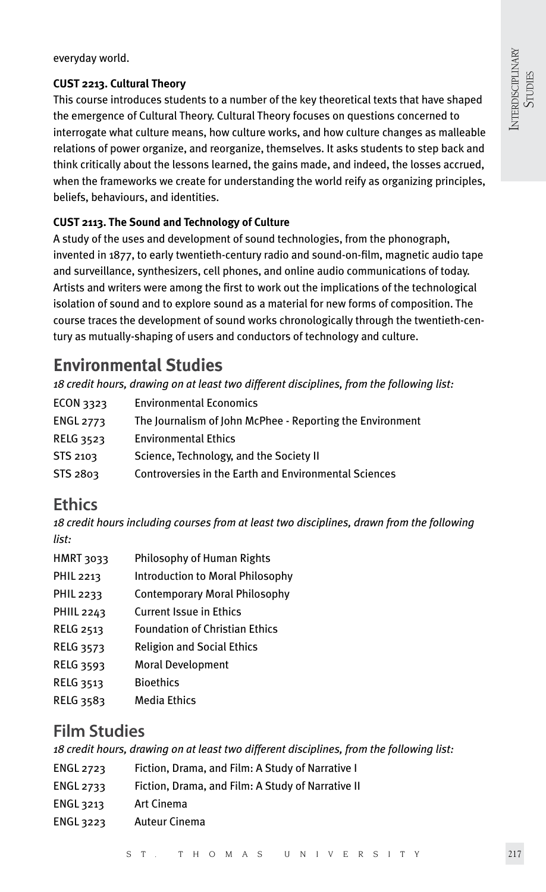everyday world.

**CUST 2213. Cultural Theory**

This course introduces students to a number of the key theoretical texts that have shaped the emergence of Cultural Theory. Cultural Theory focuses on questions concerned to interrogate what culture means, how culture works, and how culture changes as malleable relations of power organize, and reorganize, themselves. It asks students to step back and think critically about the lessons learned, the gains made, and indeed, the losses accrued, when the frameworks we create for understanding the world reify as organizing principles, beliefs, behaviours, and identities.

**CUST 2113. The Sound and Technology of Culture**

A study of the uses and development of sound technologies, from the phonograph, invented in 1877, to early twentieth-century radio and sound-on-film, magnetic audio tape and surveillance, synthesizers, cell phones, and online audio communications of today. Artists and writers were among the first to work out the implications of the technological isolation of sound and to explore sound as a material for new forms of composition. The course traces the development of sound works chronologically through the twentieth-century as mutually-shaping of users and conductors of technology and culture.

## Environmental Studies

*18 credit hours, drawing on at least two different disciplines, from the following list:*

| | |
|---|---|
| ECON 3323 | Environmental Economics |
| ENGL 2773 | The Journalism of John McPhee - Reporting the Environment |
| RELG 3523 | Environmental Ethics |
| STS 2103 | Science, Technology, and the Society II |
| STS 2803 | Controversies in the Earth and Environmental Sciences |

## Ethics

*18 credit hours including courses from at least two disciplines, drawn from the following list:*

| | |
|---|---|
| HMRT 3033 | Philosophy of Human Rights |
| PHIL 2213 | Introduction to Moral Philosophy |
| PHIL 2233 | Contemporary Moral Philosophy |
| PHIIL 2243 | Current Issue in Ethics |
| RELG 2513 | Foundation of Christian Ethics |
| RELG 3573 | Religion and Social Ethics |
| RELG 3593 | Moral Development |
| RELG 3513 | Bioethics |
| RELG 3583 | Media Ethics |

## Film Studies

*18 credit hours, drawing on at least two different disciplines, from the following list:*

| | |
|---|---|
| ENGL 2723 | Fiction, Drama, and Film: A Study of Narrative I |
| ENGL 2733 | Fiction, Drama, and Film: A Study of Narrative II |
| ENGL 3213 | Art Cinema |
| ENGL 3223 | Auteur Cinema |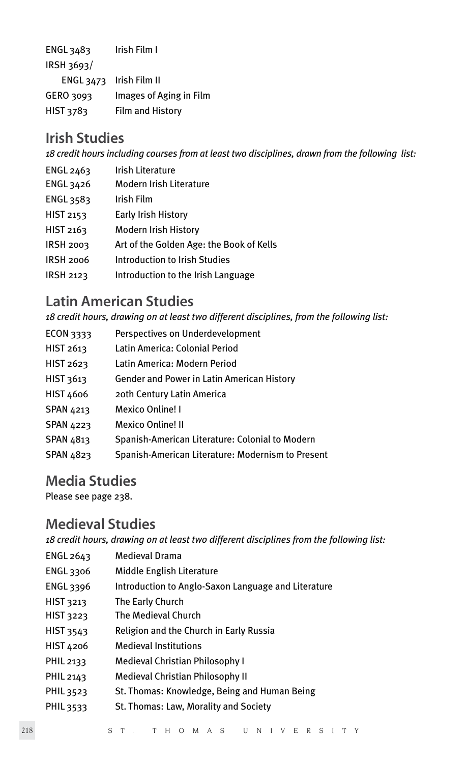| | |
|---|---|
| ENGL 3483 | Irish Film I |
| IRSH 3693/ ENGL 3473 | Irish Film II |
| GERO 3093 | Images of Aging in Film |
| HIST 3783 | Film and History |

## Irish Studies

*18 credit hours including courses from at least two disciplines, drawn from the following list:*

| | |
|---|---|
| ENGL 2463 | Irish Literature |
| ENGL 3426 | Modern Irish Literature |
| ENGL 3583 | Irish Film |
| HIST 2153 | Early Irish History |
| HIST 2163 | Modern Irish History |
| IRSH 2003 | Art of the Golden Age: the Book of Kells |
| IRSH 2006 | Introduction to Irish Studies |
| IRSH 2123 | Introduction to the Irish Language |

## Latin American Studies

*18 credit hours, drawing on at least two different disciplines, from the following list:*

| | |
|---|---|
| ECON 3333 | Perspectives on Underdevelopment |
| HIST 2613 | Latin America: Colonial Period |
| HIST 2623 | Latin America: Modern Period |
| HIST 3613 | Gender and Power in Latin American History |
| HIST 4606 | 20th Century Latin America |
| SPAN 4213 | Mexico Online! I |
| SPAN 4223 | Mexico Online! II |
| SPAN 4813 | Spanish-American Literature: Colonial to Modern |
| SPAN 4823 | Spanish-American Literature: Modernism to Present |

## Media Studies

Please see page 238.

## Medieval Studies

*18 credit hours, drawing on at least two different disciplines from the following list:*

| | |
|---|---|
| ENGL 2643 | Medieval Drama |
| ENGL 3306 | Middle English Literature |
| ENGL 3396 | Introduction to Anglo-Saxon Language and Literature |
| HIST 3213 | The Early Church |
| HIST 3223 | The Medieval Church |
| HIST 3543 | Religion and the Church in Early Russia |
| HIST 4206 | Medieval Institutions |
| PHIL 2133 | Medieval Christian Philosophy I |
| PHIL 2143 | Medieval Christian Philosophy II |
| PHIL 3523 | St. Thomas: Knowledge, Being and Human Being |
| PHIL 3533 | St. Thomas: Law, Morality and Society |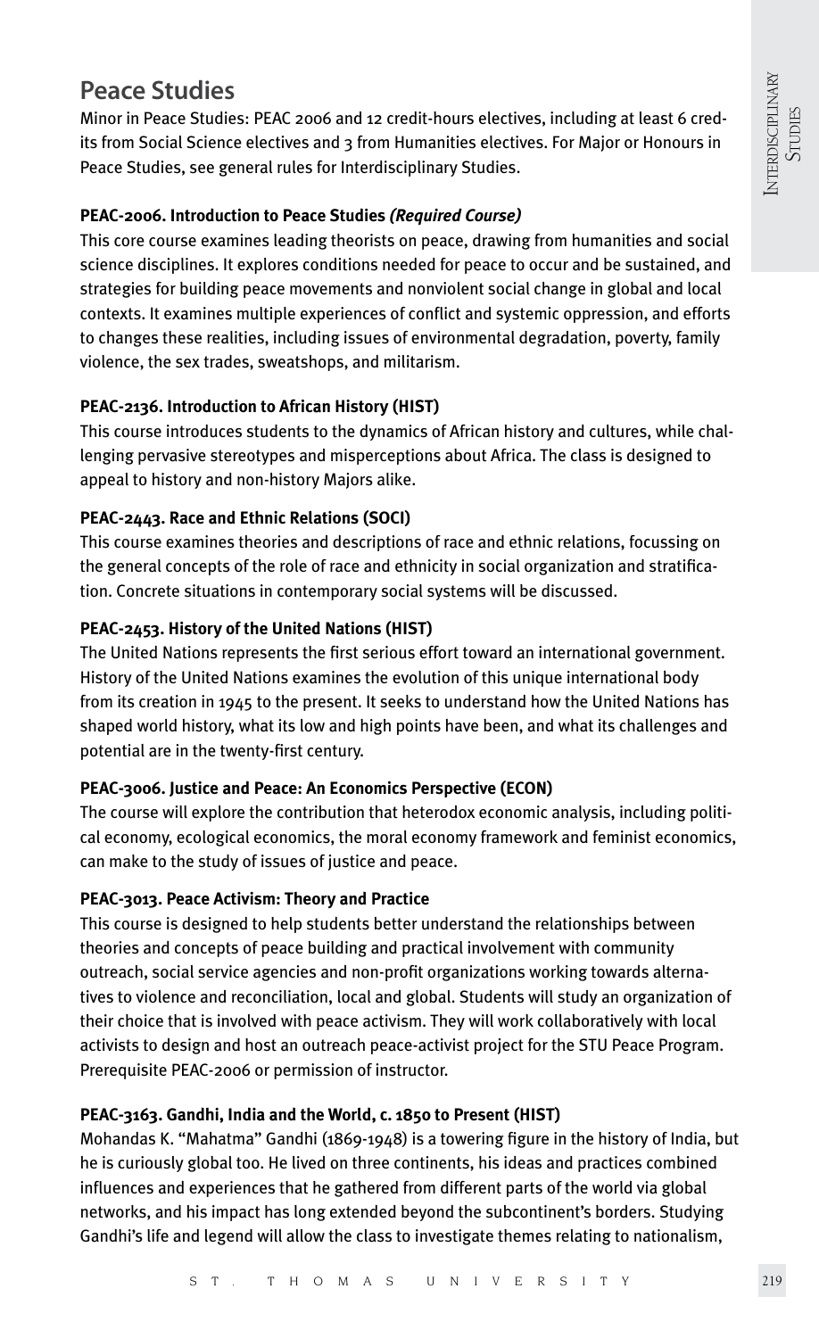# Peace Studies

Minor in Peace Studies: PEAC 2006 and 12 credit-hours electives, including at least 6 credits from Social Science electives and 3 from Humanities electives. For Major or Honours in Peace Studies, see general rules for Interdisciplinary Studies.

### PEAC-2006. Introduction to Peace Studies *(Required Course)*

This core course examines leading theorists on peace, drawing from humanities and social science disciplines. It explores conditions needed for peace to occur and be sustained, and strategies for building peace movements and nonviolent social change in global and local contexts. It examines multiple experiences of conflict and systemic oppression, and efforts to changes these realities, including issues of environmental degradation, poverty, family violence, the sex trades, sweatshops, and militarism.

### PEAC-2136. Introduction to African History (HIST)

This course introduces students to the dynamics of African history and cultures, while challenging pervasive stereotypes and misperceptions about Africa. The class is designed to appeal to history and non-history Majors alike.

### PEAC-2443. Race and Ethnic Relations (SOCI)

This course examines theories and descriptions of race and ethnic relations, focussing on the general concepts of the role of race and ethnicity in social organization and stratification. Concrete situations in contemporary social systems will be discussed.

### PEAC-2453. History of the United Nations (HIST)

The United Nations represents the first serious effort toward an international government. History of the United Nations examines the evolution of this unique international body from its creation in 1945 to the present. It seeks to understand how the United Nations has shaped world history, what its low and high points have been, and what its challenges and potential are in the twenty-first century.

### PEAC-3006. Justice and Peace: An Economics Perspective (ECON)

The course will explore the contribution that heterodox economic analysis, including political economy, ecological economics, the moral economy framework and feminist economics, can make to the study of issues of justice and peace.

### PEAC-3013. Peace Activism: Theory and Practice

This course is designed to help students better understand the relationships between theories and concepts of peace building and practical involvement with community outreach, social service agencies and non-profit organizations working towards alternatives to violence and reconciliation, local and global. Students will study an organization of their choice that is involved with peace activism. They will work collaboratively with local activists to design and host an outreach peace-activist project for the STU Peace Program. Prerequisite PEAC-2006 or permission of instructor.

### PEAC-3163. Gandhi, India and the World, c. 1850 to Present (HIST)

Mohandas K. "Mahatma" Gandhi (1869-1948) is a towering figure in the history of India, but he is curiously global too. He lived on three continents, his ideas and practices combined influences and experiences that he gathered from different parts of the world via global networks, and his impact has long extended beyond the subcontinent's borders. Studying Gandhi's life and legend will allow the class to investigate themes relating to nationalism,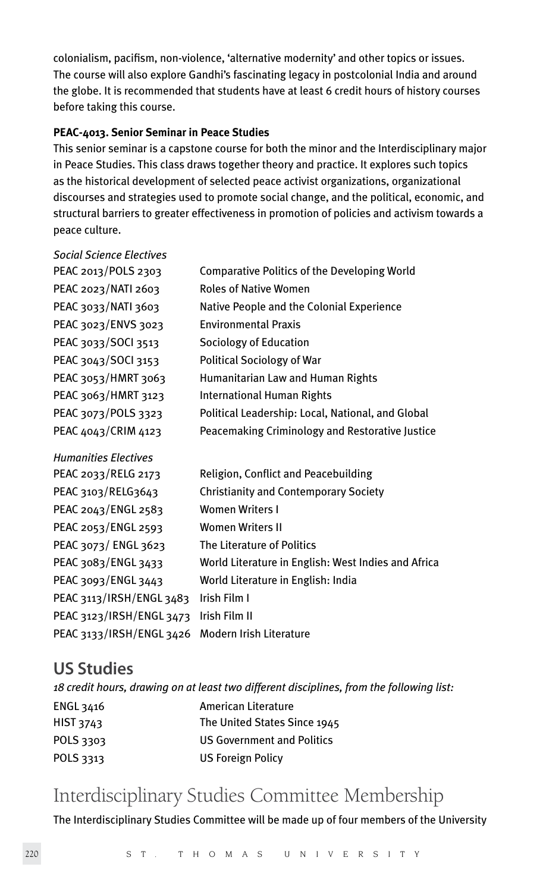colonialism, pacifism, non-violence, 'alternative modernity' and other topics or issues. The course will also explore Gandhi's fascinating legacy in postcolonial India and around the globe. It is recommended that students have at least 6 credit hours of history courses before taking this course.

**PEAC-4013. Senior Seminar in Peace Studies**

This senior seminar is a capstone course for both the minor and the Interdisciplinary major in Peace Studies. This class draws together theory and practice. It explores such topics as the historical development of selected peace activist organizations, organizational discourses and strategies used to promote social change, and the political, economic, and structural barriers to greater effectiveness in promotion of policies and activism towards a peace culture.

*Social Science Electives*

| | |
|---|---|
| PEAC 2013/POLS 2303 | Comparative Politics of the Developing World |
| PEAC 2023/NATI 2603 | Roles of Native Women |
| PEAC 3033/NATI 3603 | Native People and the Colonial Experience |
| PEAC 3023/ENVS 3023 | Environmental Praxis |
| PEAC 3033/SOCI 3513 | Sociology of Education |
| PEAC 3043/SOCI 3153 | Political Sociology of War |
| PEAC 3053/HMRT 3063 | Humanitarian Law and Human Rights |
| PEAC 3063/HMRT 3123 | International Human Rights |
| PEAC 3073/POLS 3323 | Political Leadership: Local, National, and Global |
| PEAC 4043/CRIM 4123 | Peacemaking Criminology and Restorative Justice |

*Humanities Electives*

| | |
|---|---|
| PEAC 2033/RELG 2173 | Religion, Conflict and Peacebuilding |
| PEAC 3103/RELG3643 | Christianity and Contemporary Society |
| PEAC 2043/ENGL 2583 | Women Writers I |
| PEAC 2053/ENGL 2593 | Women Writers II |
| PEAC 3073/ ENGL 3623 | The Literature of Politics |
| PEAC 3083/ENGL 3433 | World Literature in English: West Indies and Africa |
| PEAC 3093/ENGL 3443 | World Literature in English: India |
| PEAC 3113/IRSH/ENGL 3483 | Irish Film I |
| PEAC 3123/IRSH/ENGL 3473 | Irish Film II |
| PEAC 3133/IRSH/ENGL 3426 | Modern Irish Literature |

## US Studies

*18 credit hours, drawing on at least two different disciplines, from the following list:*

| | |
|---|---|
| ENGL 3416 | American Literature |
| HIST 3743 | The United States Since 1945 |
| POLS 3303 | US Government and Politics |
| POLS 3313 | US Foreign Policy |

# Interdisciplinary Studies Committee Membership

The Interdisciplinary Studies Committee will be made up of four members of the University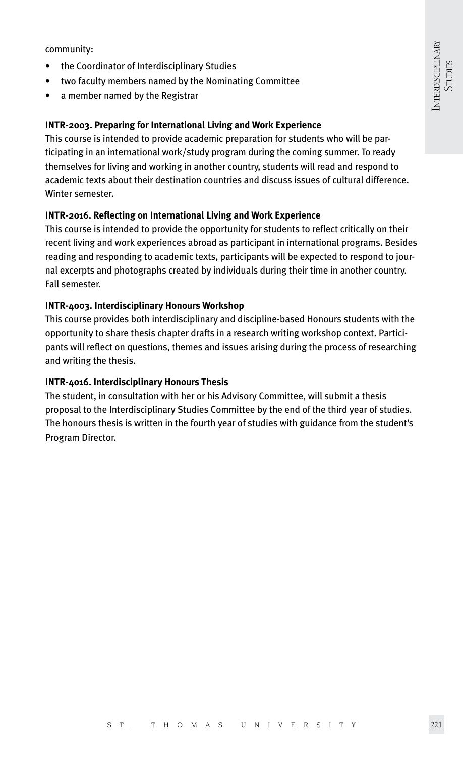community:

- the Coordinator of Interdisciplinary Studies
- two faculty members named by the Nominating Committee
- a member named by the Registrar

**INTR-2003. Preparing for International Living and Work Experience**

This course is intended to provide academic preparation for students who will be participating in an international work/study program during the coming summer. To ready themselves for living and working in another country, students will read and respond to academic texts about their destination countries and discuss issues of cultural difference. Winter semester.

**INTR-2016. Reflecting on International Living and Work Experience**

This course is intended to provide the opportunity for students to reflect critically on their recent living and work experiences abroad as participant in international programs. Besides reading and responding to academic texts, participants will be expected to respond to journal excerpts and photographs created by individuals during their time in another country. Fall semester.

**INTR-4003. Interdisciplinary Honours Workshop**

This course provides both interdisciplinary and discipline-based Honours students with the opportunity to share thesis chapter drafts in a research writing workshop context. Participants will reflect on questions, themes and issues arising during the process of researching and writing the thesis.

**INTR-4016. Interdisciplinary Honours Thesis**

The student, in consultation with her or his Advisory Committee, will submit a thesis proposal to the Interdisciplinary Studies Committee by the end of the third year of studies. The honours thesis is written in the fourth year of studies with guidance from the student's Program Director.